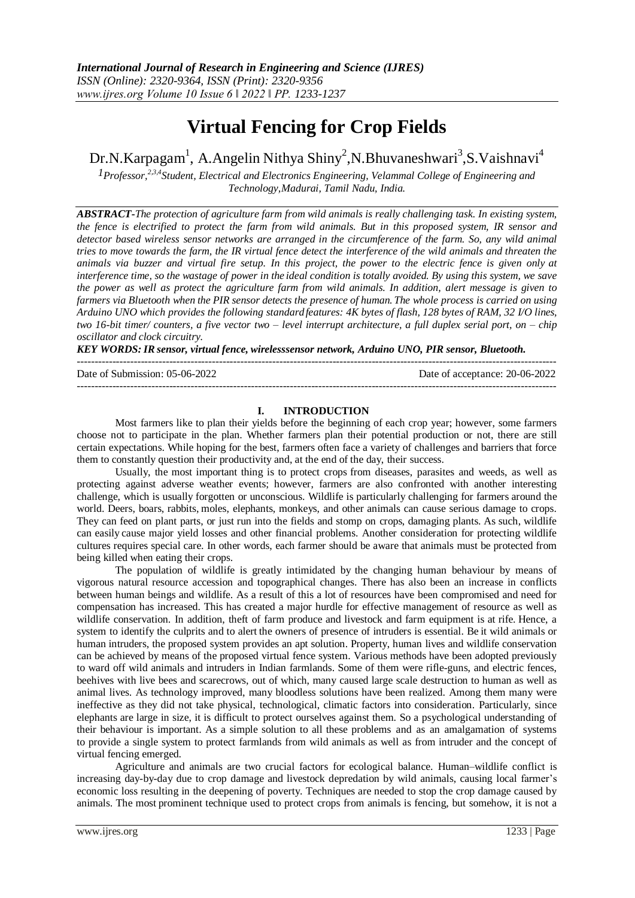# Virtual Fencing for Crop Fields

Dr.N.Karpagam[1], A.Angelin Nithya Shiny[2],N.Bhuvaneshwari[3],S.Vaishnavi[4]

*[1]Professor,[2,3,4]Student, Electrical and Electronics Engineering, Velammal College of Engineering and Technology,Madurai, Tamil Nadu, India.*

***ABSTRACT-****The protection of agriculture farm from wild animals is really challenging task. In existing system, the fence is electrified to protect the farm from wild animals. But in this proposed system, IR sensor and detector based wireless sensor networks are arranged in the circumference of the farm. So, any wild animal tries to move towards the farm, the IR virtual fence detect the interference of the wild animals and threaten the animals via buzzer and virtual fire setup. In this project, the power to the electric fence is given only at interference time, so the wastage of power in the ideal condition is totally avoided. By using this system, we save the power as well as protect the agriculture farm from wild animals. In addition, alert message is given to farmers via Bluetooth when the PIR sensor detects the presence of human. The whole process is carried on using Arduino UNO which provides the following standard features: 4K bytes of flash, 128 bytes of RAM, 32 I/O lines, two 16-bit timer/ counters, a five vector two – level interrupt architecture, a full duplex serial port, on – chip oscillator and clock circuitry.*

***KEY WORDS: IR sensor, virtual fence, wirelesssensor network, Arduino UNO, PIR sensor, Bluetooth.***

Date of Submission: 05-06-2022 Date of acceptance: 20-06-2022

## I. INTRODUCTION

Most farmers like to plan their yields before the beginning of each crop year; however, some farmers choose not to participate in the plan. Whether farmers plan their potential production or not, there are still certain expectations. While hoping for the best, farmers often face a variety of challenges and barriers that force them to constantly question their productivity and, at the end of the day, their success.

Usually, the most important thing is to protect crops from diseases, parasites and weeds, as well as protecting against adverse weather events; however, farmers are also confronted with another interesting challenge, which is usually forgotten or unconscious. Wildlife is particularly challenging for farmers around the world. Deers, boars, rabbits, moles, elephants, monkeys, and other animals can cause serious damage to crops. They can feed on plant parts, or just run into the fields and stomp on crops, damaging plants. As such, wildlife can easily cause major yield losses and other financial problems. Another consideration for protecting wildlife cultures requires special care. In other words, each farmer should be aware that animals must be protected from being killed when eating their crops.

The population of wildlife is greatly intimidated by the changing human behaviour by means of vigorous natural resource accession and topographical changes. There has also been an increase in conflicts between human beings and wildlife. As a result of this a lot of resources have been compromised and need for compensation has increased. This has created a major hurdle for effective management of resource as well as wildlife conservation. In addition, theft of farm produce and livestock and farm equipment is at rife. Hence, a system to identify the culprits and to alert the owners of presence of intruders is essential. Be it wild animals or human intruders, the proposed system provides an apt solution. Property, human lives and wildlife conservation can be achieved by means of the proposed virtual fence system. Various methods have been adopted previously to ward off wild animals and intruders in Indian farmlands. Some of them were rifle-guns, and electric fences, beehives with live bees and scarecrows, out of which, many caused large scale destruction to human as well as animal lives. As technology improved, many bloodless solutions have been realized. Among them many were ineffective as they did not take physical, technological, climatic factors into consideration. Particularly, since elephants are large in size, it is difficult to protect ourselves against them. So a psychological understanding of their behaviour is important. As a simple solution to all these problems and as an amalgamation of systems to provide a single system to protect farmlands from wild animals as well as from intruder and the concept of virtual fencing emerged.

Agriculture and animals are two crucial factors for ecological balance. Human–wildlife conflict is increasing day-by-day due to crop damage and livestock depredation by wild animals, causing local farmer's economic loss resulting in the deepening of poverty. Techniques are needed to stop the crop damage caused by animals. The most prominent technique used to protect crops from animals is fencing, but somehow, it is not a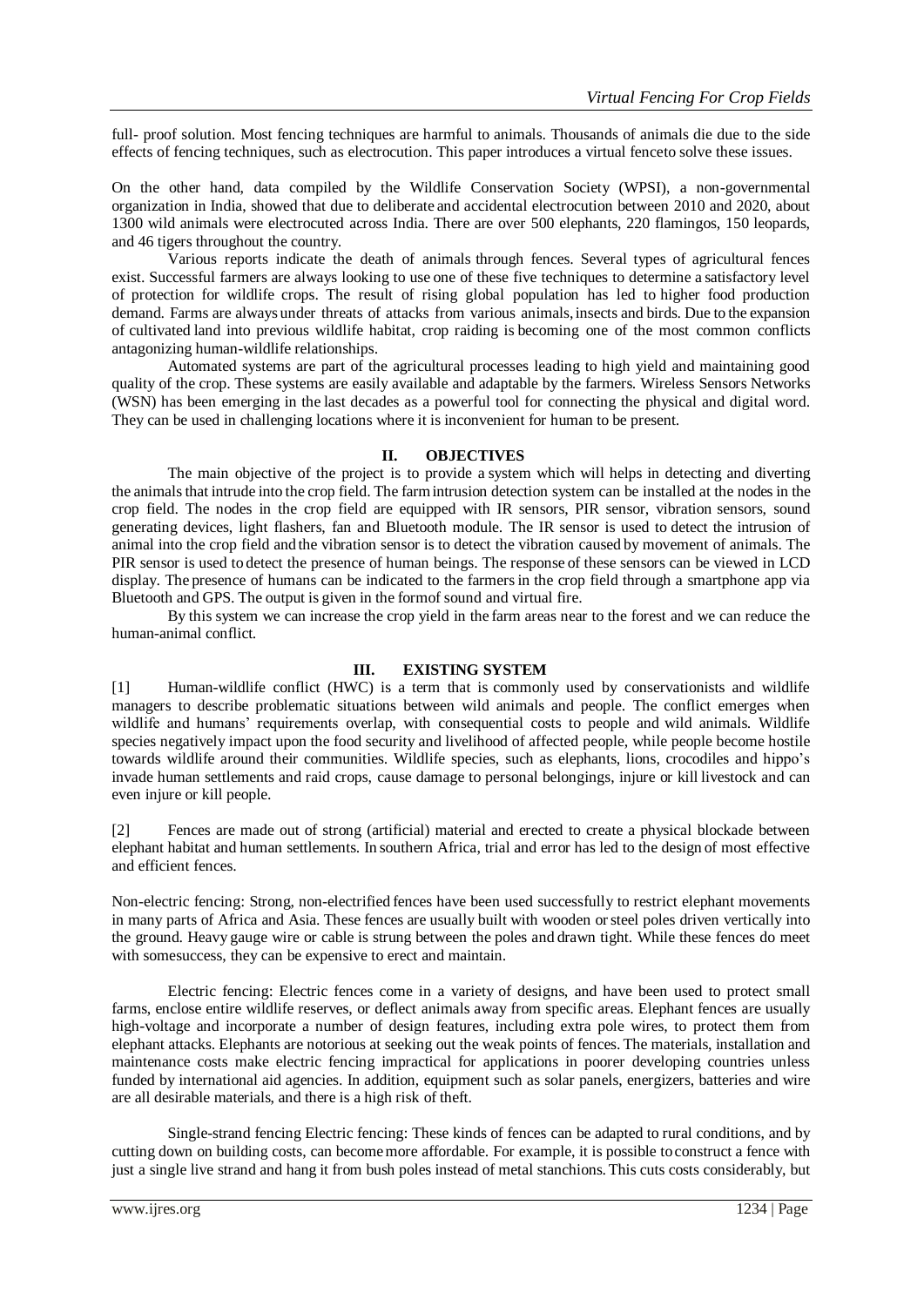full- proof solution. Most fencing techniques are harmful to animals. Thousands of animals die due to the side effects of fencing techniques, such as electrocution. This paper introduces a virtual fenceto solve these issues.

On the other hand, data compiled by the Wildlife Conservation Society (WPSI), a non-governmental organization in India, showed that due to deliberate and accidental electrocution between 2010 and 2020, about 1300 wild animals were electrocuted across India. There are over 500 elephants, 220 flamingos, 150 leopards, and 46 tigers throughout the country.

Various reports indicate the death of animals through fences. Several types of agricultural fences exist. Successful farmers are always looking to use one of these five techniques to determine a satisfactory level of protection for wildlife crops. The result of rising global population has led to higher food production demand. Farms are always under threats of attacks from various animals, insects and birds. Due to the expansion of cultivated land into previous wildlife habitat, crop raiding is becoming one of the most common conflicts antagonizing human-wildlife relationships.

Automated systems are part of the agricultural processes leading to high yield and maintaining good quality of the crop. These systems are easily available and adaptable by the farmers. Wireless Sensors Networks (WSN) has been emerging in the last decades as a powerful tool for connecting the physical and digital word. They can be used in challenging locations where it is inconvenient for human to be present.

## II. OBJECTIVES

The main objective of the project is to provide a system which will helps in detecting and diverting the animals that intrude into the crop field. The farm intrusion detection system can be installed at the nodes in the crop field. The nodes in the crop field are equipped with IR sensors, PIR sensor, vibration sensors, sound generating devices, light flashers, fan and Bluetooth module. The IR sensor is used to detect the intrusion of animal into the crop field and the vibration sensor is to detect the vibration caused by movement of animals. The PIR sensor is used to detect the presence of human beings. The response of these sensors can be viewed in LCD display. The presence of humans can be indicated to the farmers in the crop field through a smartphone app via Bluetooth and GPS. The output is given in the formof sound and virtual fire.

By this system we can increase the crop yield in the farm areas near to the forest and we can reduce the human-animal conflict.

## III. EXISTING SYSTEM

[1] Human-wildlife conflict (HWC) is a term that is commonly used by conservationists and wildlife managers to describe problematic situations between wild animals and people. The conflict emerges when wildlife and humans' requirements overlap, with consequential costs to people and wild animals. Wildlife species negatively impact upon the food security and livelihood of affected people, while people become hostile towards wildlife around their communities. Wildlife species, such as elephants, lions, crocodiles and hippo's invade human settlements and raid crops, cause damage to personal belongings, injure or kill livestock and can even injure or kill people.

[2] Fences are made out of strong (artificial) material and erected to create a physical blockade between elephant habitat and human settlements. In southern Africa, trial and error has led to the design of most effective and efficient fences.

Non-electric fencing: Strong, non-electrified fences have been used successfully to restrict elephant movements in many parts of Africa and Asia. These fences are usually built with wooden or steel poles driven vertically into the ground. Heavy gauge wire or cable is strung between the poles and drawn tight. While these fences do meet with somesuccess, they can be expensive to erect and maintain.

Electric fencing: Electric fences come in a variety of designs, and have been used to protect small farms, enclose entire wildlife reserves, or deflect animals away from specific areas. Elephant fences are usually high-voltage and incorporate a number of design features, including extra pole wires, to protect them from elephant attacks. Elephants are notorious at seeking out the weak points of fences. The materials, installation and maintenance costs make electric fencing impractical for applications in poorer developing countries unless funded by international aid agencies. In addition, equipment such as solar panels, energizers, batteries and wire are all desirable materials, and there is a high risk of theft.

Single-strand fencing Electric fencing: These kinds of fences can be adapted to rural conditions, and by cutting down on building costs, can become more affordable. For example, it is possible to construct a fence with just a single live strand and hang it from bush poles instead of metal stanchions. This cuts costs considerably, but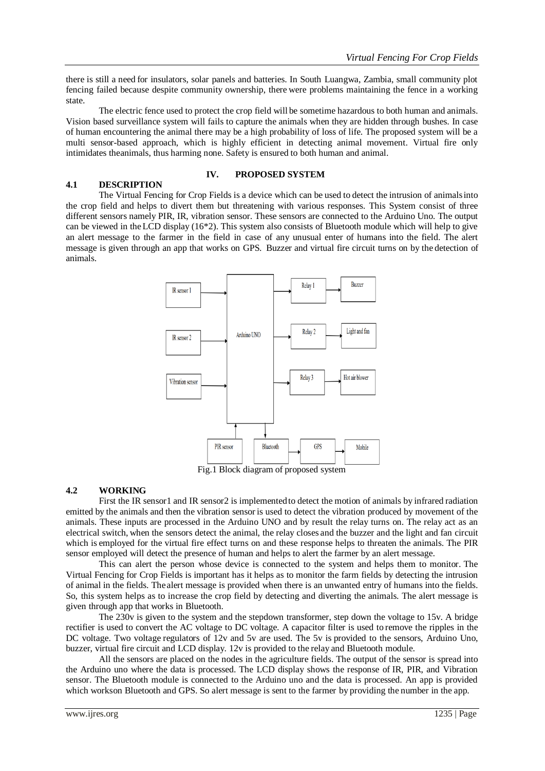there is still a need for insulators, solar panels and batteries. In South Luangwa, Zambia, small community plot fencing failed because despite community ownership, there were problems maintaining the fence in a working state.

The electric fence used to protect the crop field will be sometime hazardous to both human and animals. Vision based surveillance system will fails to capture the animals when they are hidden through bushes. In case of human encountering the animal there may be a high probability of loss of life. The proposed system will be a multi sensor-based approach, which is highly efficient in detecting animal movement. Virtual fire only intimidates theanimals, thus harming none. Safety is ensured to both human and animal.

## IV. PROPOSED SYSTEM

### 4.1 DESCRIPTION

The Virtual Fencing for Crop Fields is a device which can be used to detect the intrusion of animalsinto the crop field and helps to divert them but threatening with various responses. This System consist of three different sensors namely PIR, IR, vibration sensor. These sensors are connected to the Arduino Uno. The output can be viewed in the LCD display (16*2). This system also consists of Bluetooth module which will help to give an alert message to the farmer in the field in case of any unusual enter of humans into the field. The alert message is given through an app that works on GPS. Buzzer and virtual fire circuit turns on by the detection of animals.

Fig.1 Block diagram of proposed system

### 4.2 WORKING

First the IR sensor1 and IR sensor2 is implementedto detect the motion of animals by infrared radiation emitted by the animals and then the vibration sensor is used to detect the vibration produced by movement of the animals. These inputs are processed in the Arduino UNO and by result the relay turns on. The relay act as an electrical switch, when the sensors detect the animal, the relay closes and the buzzer and the light and fan circuit which is employed for the virtual fire effect turns on and these response helps to threaten the animals. The PIR sensor employed will detect the presence of human and helps to alert the farmer by an alert message.

This can alert the person whose device is connected to the system and helps them to monitor. The Virtual Fencing for Crop Fields is important has it helps as to monitor the farm fields by detecting the intrusion of animal in the fields. Thealert message is provided when there is an unwanted entry of humans into the fields. So, this system helps as to increase the crop field by detecting and diverting the animals. The alert message is given through app that works in Bluetooth.

The 230v is given to the system and the stepdown transformer, step down the voltage to 15v. A bridge rectifier is used to convert the AC voltage to DC voltage. A capacitor filter is used to remove the ripples in the DC voltage. Two voltage regulators of 12v and 5v are used. The 5v is provided to the sensors, Arduino Uno, buzzer, virtual fire circuit and LCD display. 12v is provided to the relay and Bluetooth module.

All the sensors are placed on the nodes in the agriculture fields. The output of the sensor is spread into the Arduino uno where the data is processed. The LCD display shows the response of IR, PIR, and Vibration sensor. The Bluetooth module is connected to the Arduino uno and the data is processed. An app is provided which workson Bluetooth and GPS. So alert message is sent to the farmer by providing the number in the app.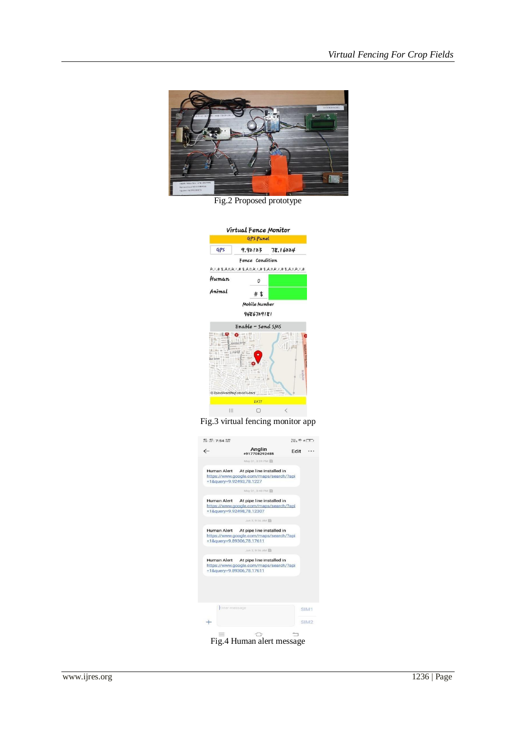Fig.2 Proposed prototype

Fig.3 virtual fencing monitor app

Fig.4 Human alert message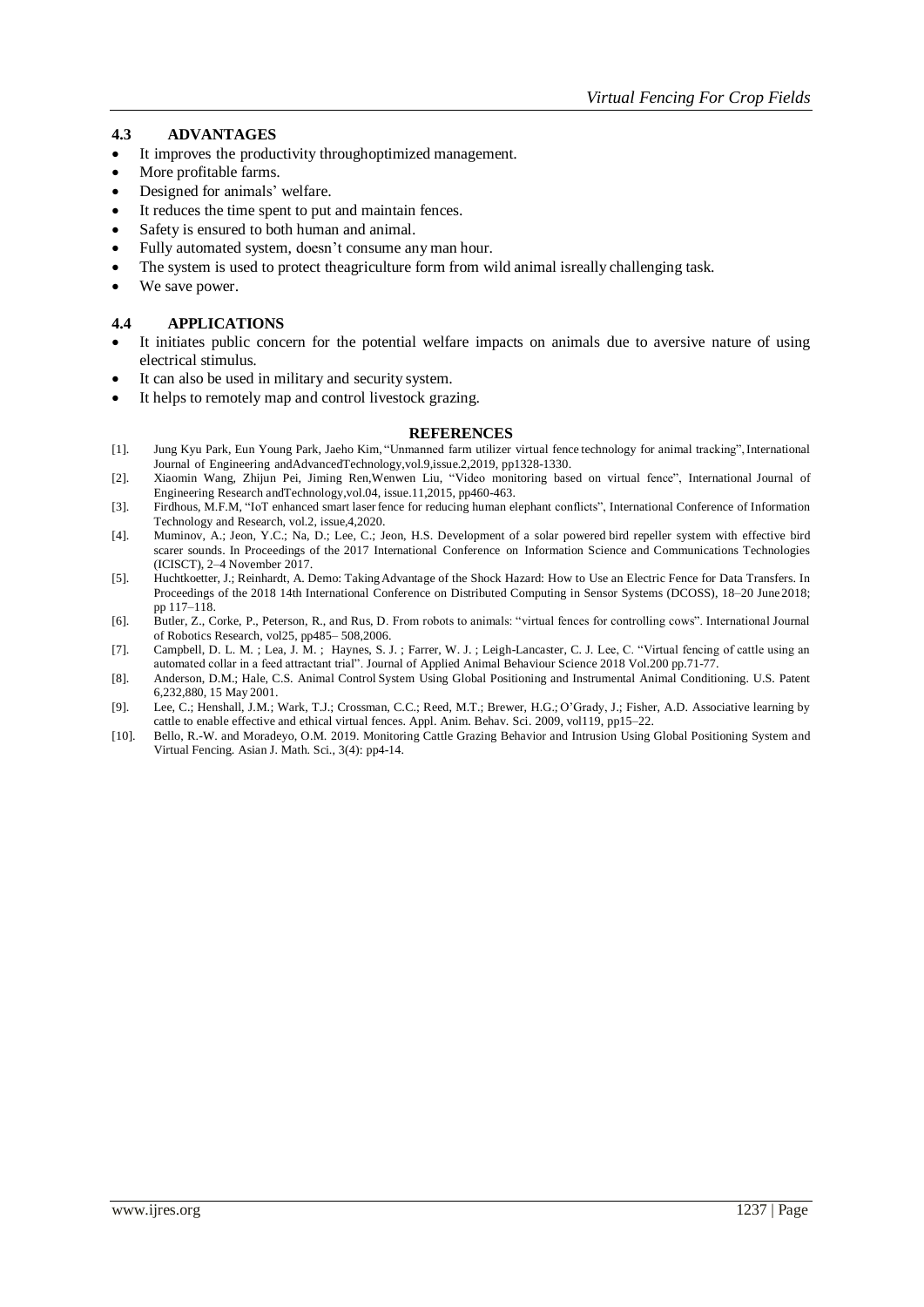### 4.3 ADVANTAGES

- It improves the productivity throughoptimized management.
- More profitable farms.
- Designed for animals' welfare.
- It reduces the time spent to put and maintain fences.
- Safety is ensured to both human and animal.
- Fully automated system, doesn't consume any man hour.
- The system is used to protect theagriculture form from wild animal isreally challenging task.
- We save power.

### 4.4 APPLICATIONS

- It initiates public concern for the potential welfare impacts on animals due to aversive nature of using electrical stimulus.
- It can also be used in military and security system.
- It helps to remotely map and control livestock grazing.

## REFERENCES

[1]. Jung Kyu Park, Eun Young Park, Jaeho Kim, "Unmanned farm utilizer virtual fence technology for animal tracking", International Journal of Engineering andAdvancedTechnology,vol.9,issue.2,2019, pp1328-1330.

[2]. Xiaomin Wang, Zhijun Pei, Jiming Ren,Wenwen Liu, "Video monitoring based on virtual fence", International Journal of Engineering Research andTechnology,vol.04, issue.11,2015, pp460-463.

[3]. Firdhous, M.F.M, "IoT enhanced smart laser fence for reducing human elephant conflicts", International Conference of Information Technology and Research, vol.2, issue,4,2020.

[4]. Muminov, A.; Jeon, Y.C.; Na, D.; Lee, C.; Jeon, H.S. Development of a solar powered bird repeller system with effective bird scarer sounds. In Proceedings of the 2017 International Conference on Information Science and Communications Technologies (ICISCT), 2–4 November 2017.

[5]. Huchtkoetter, J.; Reinhardt, A. Demo: Taking Advantage of the Shock Hazard: How to Use an Electric Fence for Data Transfers. In Proceedings of the 2018 14th International Conference on Distributed Computing in Sensor Systems (DCOSS), 18–20 June 2018; pp 117–118.

[6]. Butler, Z., Corke, P., Peterson, R., and Rus, D. From robots to animals: "virtual fences for controlling cows". International Journal of Robotics Research, vol25, pp485– 508,2006.

[7]. Campbell, D. L. M. ; Lea, J. M. ; Haynes, S. J. ; Farrer, W. J. ; Leigh-Lancaster, C. J. Lee, C. "Virtual fencing of cattle using an automated collar in a feed attractant trial". Journal of Applied Animal Behaviour Science 2018 Vol.200 pp.71-77.

[8]. Anderson, D.M.; Hale, C.S. Animal Control System Using Global Positioning and Instrumental Animal Conditioning. U.S. Patent 6,232,880, 15 May 2001.

[9]. Lee, C.; Henshall, J.M.; Wark, T.J.; Crossman, C.C.; Reed, M.T.; Brewer, H.G.; O'Grady, J.; Fisher, A.D. Associative learning by cattle to enable effective and ethical virtual fences. Appl. Anim. Behav. Sci. 2009, vol119, pp15–22.

[10]. Bello, R.-W. and Moradeyo, O.M. 2019. Monitoring Cattle Grazing Behavior and Intrusion Using Global Positioning System and Virtual Fencing. Asian J. Math. Sci., 3(4): pp4-14.